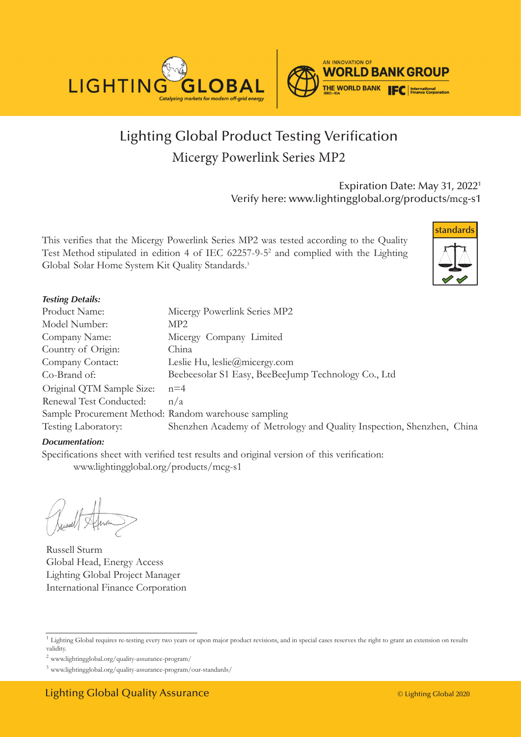# Lighting Global Product Testing Verification

## Micergy Powerlink Series MP2

Expiration Date: May 31, 2022[1]
Verify here: www.lightingglobal.org/products/mcg-s1

This verifies that the Micergy Powerlink Series MP2 was tested according to the Quality Test Method stipulated in edition 4 of IEC 62257-9-5[2] and complied with the Lighting Global Solar Home System Kit Quality Standards.[3]

***Testing Details:***

| | |
|---|---|
| Product Name: | Micergy Powerlink Series MP2 |
| Model Number: | MP2 |
| Company Name: | Micergy Company Limited |
| Country of Origin: | China |
| Company Contact: | Leslie Hu, leslie@micergy.com |
| Co-Brand of: | Beebeesolar S1 Easy, BeeBeeJump Technology Co., Ltd |
| Original QTM Sample Size: | n=4 |
| Renewal Test Conducted: | n/a |
| Sample Procurement Method: | Random warehouse sampling |
| Testing Laboratory: | Shenzhen Academy of Metrology and Quality Inspection, Shenzhen, China |

***Documentation:***

Specifications sheet with verified test results and original version of this verification:
www.lightingglobal.org/products/mcg-s1

Russell Sturm
Global Head, Energy Access
Lighting Global Project Manager
International Finance Corporation

[1] Lighting Global requires re-testing every two years or upon major product revisions, and in special cases reserves the right to grant an extension on results validity.

[2] www.lightingglobal.org/quality-assurance-program/

[3] www.lightingglobal.org/quality-assurance-program/our-standards/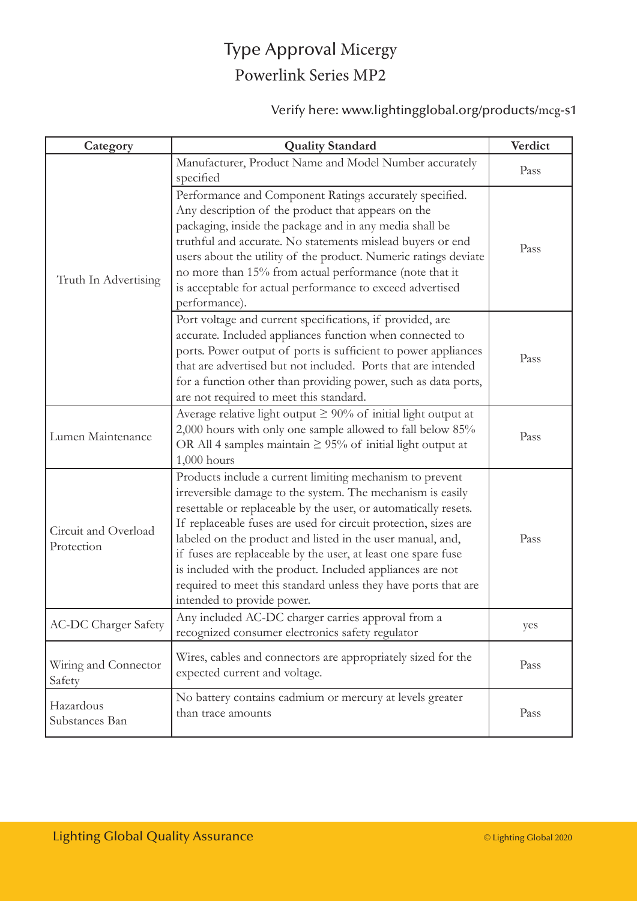# Type Approval Micergy

## Powerlink Series MP2

Verify here: www.lightingglobal.org/products/mcg-s1

| Category | Quality Standard | Verdict |
|---|---|---|
| Truth In Advertising | Manufacturer, Product Name and Model Number accurately specified | Pass |
| | Performance and Component Ratings accurately specified. Any description of the product that appears on the packaging, inside the package and in any media shall be truthful and accurate. No statements mislead buyers or end users about the utility of the product. Numeric ratings deviate no more than 15% from actual performance (note that it is acceptable for actual performance to exceed advertised performance). | Pass |
| | Port voltage and current specifications, if provided, are accurate. Included appliances function when connected to ports. Power output of ports is sufficient to power appliances that are advertised but not included. Ports that are intended for a function other than providing power, such as data ports, are not required to meet this standard. | Pass |
| Lumen Maintenance | Average relative light output ≥ 90% of initial light output at 2,000 hours with only one sample allowed to fall below 85% OR All 4 samples maintain ≥ 95% of initial light output at 1,000 hours | Pass |
| Circuit and Overload Protection | Products include a current limiting mechanism to prevent irreversible damage to the system. The mechanism is easily resettable or replaceable by the user, or automatically resets. If replaceable fuses are used for circuit protection, sizes are labeled on the product and listed in the user manual, and, if fuses are replaceable by the user, at least one spare fuse is included with the product. Included appliances are not required to meet this standard unless they have ports that are intended to provide power. | Pass |
| AC-DC Charger Safety | Any included AC-DC charger carries approval from a recognized consumer electronics safety regulator | yes |
| Wiring and Connector Safety | Wires, cables and connectors are appropriately sized for the expected current and voltage. | Pass |
| Hazardous Substances Ban | No battery contains cadmium or mercury at levels greater than trace amounts | Pass |

Lighting Global Quality Assurance

© Lighting Global 2020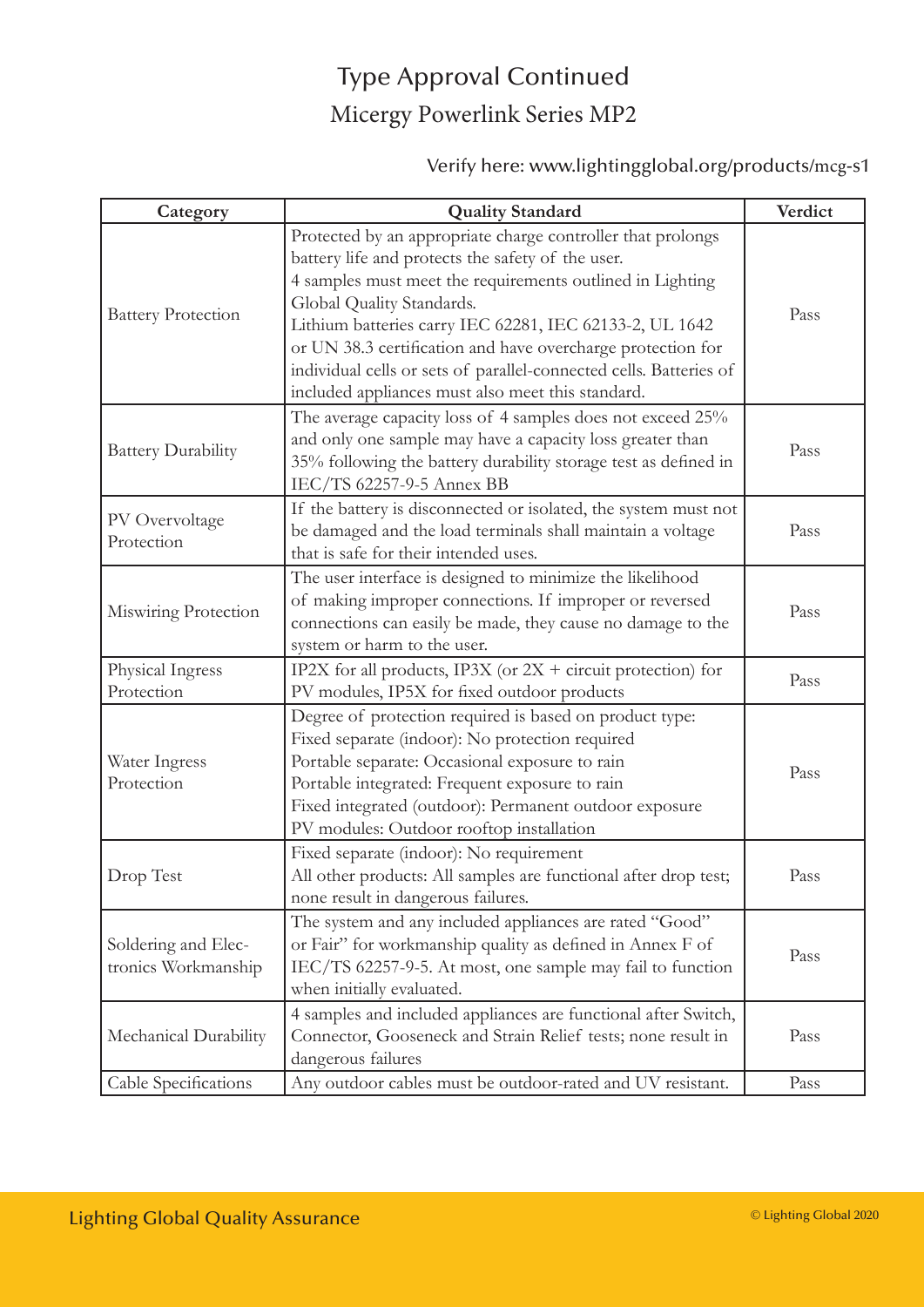# Type Approval Continued

## Micergy Powerlink Series MP2

Verify here: www.lightingglobal.org/products/mcg-s1

| Category | Quality Standard | Verdict |
|---|---|---|
| Battery Protection | Protected by an appropriate charge controller that prolongs battery life and protects the safety of the user.<br>4 samples must meet the requirements outlined in Lighting Global Quality Standards.<br>Lithium batteries carry IEC 62281, IEC 62133-2, UL 1642 or UN 38.3 certification and have overcharge protection for individual cells or sets of parallel-connected cells. Batteries of included appliances must also meet this standard. | Pass |
| Battery Durability | The average capacity loss of 4 samples does not exceed 25% and only one sample may have a capacity loss greater than 35% following the battery durability storage test as defined in IEC/TS 62257-9-5 Annex BB | Pass |
| PV Overvoltage Protection | If the battery is disconnected or isolated, the system must not be damaged and the load terminals shall maintain a voltage that is safe for their intended uses. | Pass |
| Miswiring Protection | The user interface is designed to minimize the likelihood of making improper connections. If improper or reversed connections can easily be made, they cause no damage to the system or harm to the user. | Pass |
| Physical Ingress Protection | IP2X for all products, IP3X (or 2X + circuit protection) for PV modules, IP5X for fixed outdoor products | Pass |
| Water Ingress Protection | Degree of protection required is based on product type:<br>Fixed separate (indoor): No protection required<br>Portable separate: Occasional exposure to rain<br>Portable integrated: Frequent exposure to rain<br>Fixed integrated (outdoor): Permanent outdoor exposure<br>PV modules: Outdoor rooftop installation | Pass |
| Drop Test | Fixed separate (indoor): No requirement<br>All other products: All samples are functional after drop test; none result in dangerous failures. | Pass |
| Soldering and Electronics Workmanship | The system and any included appliances are rated "Good" or Fair" for workmanship quality as defined in Annex F of IEC/TS 62257-9-5. At most, one sample may fail to function when initially evaluated. | Pass |
| Mechanical Durability | 4 samples and included appliances are functional after Switch, Connector, Gooseneck and Strain Relief tests; none result in dangerous failures | Pass |
| Cable Specifications | Any outdoor cables must be outdoor-rated and UV resistant. | Pass |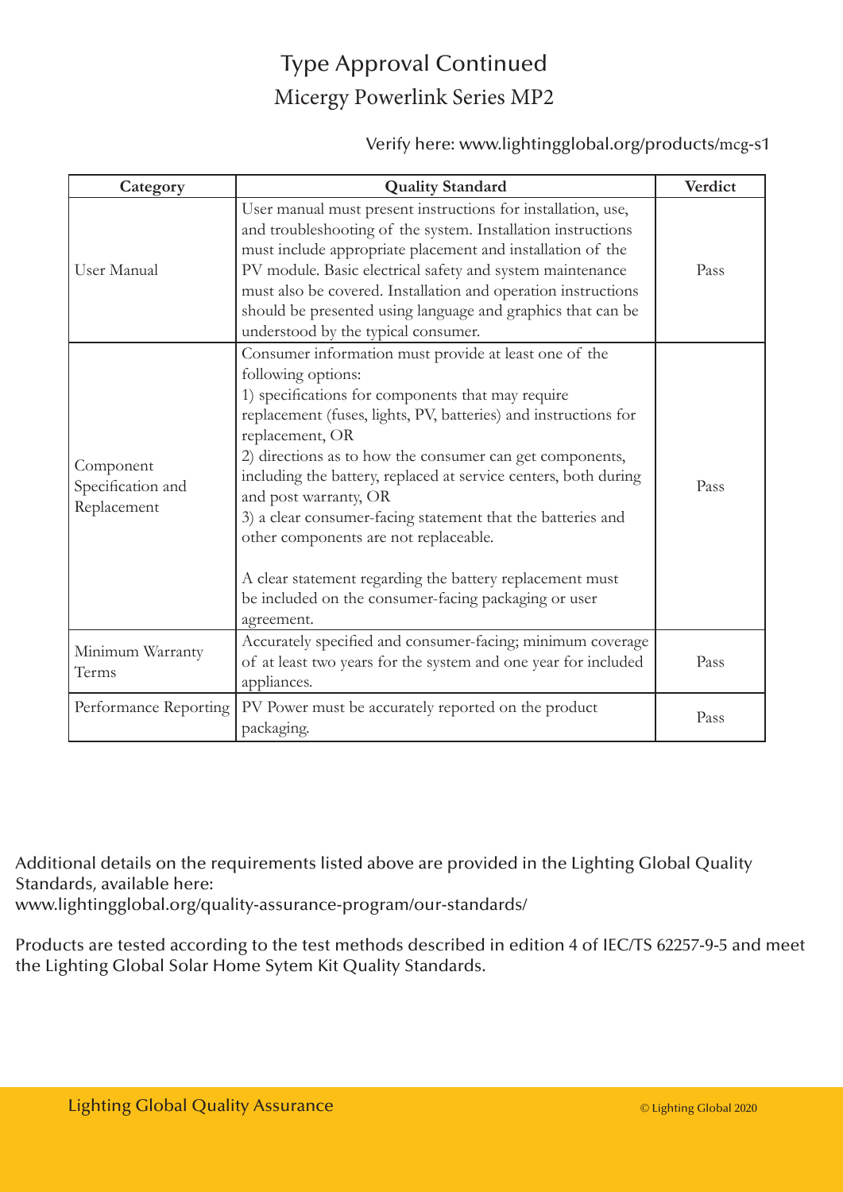# Type Approval Continued

## Micergy Powerlink Series MP2

Verify here: www.lightingglobal.org/products/mcg-s1

| Category | Quality Standard | Verdict |
|---|---|---|
| User Manual | User manual must present instructions for installation, use, and troubleshooting of the system. Installation instructions must include appropriate placement and installation of the PV module. Basic electrical safety and system maintenance must also be covered. Installation and operation instructions should be presented using language and graphics that can be understood by the typical consumer. | Pass |
| Component Specification and Replacement | Consumer information must provide at least one of the following options:<br>1) specifications for components that may require replacement (fuses, lights, PV, batteries) and instructions for replacement, OR<br>2) directions as to how the consumer can get components, including the battery, replaced at service centers, both during and post warranty, OR<br>3) a clear consumer-facing statement that the batteries and other components are not replaceable.<br><br>A clear statement regarding the battery replacement must be included on the consumer-facing packaging or user agreement. | Pass |
| Minimum Warranty Terms | Accurately specified and consumer-facing; minimum coverage of at least two years for the system and one year for included appliances. | Pass |
| Performance Reporting | PV Power must be accurately reported on the product packaging. | Pass |

Additional details on the requirements listed above are provided in the Lighting Global Quality Standards, available here:
www.lightingglobal.org/quality-assurance-program/our-standards/

Products are tested according to the test methods described in edition 4 of IEC/TS 62257-9-5 and meet the Lighting Global Solar Home Sytem Kit Quality Standards.